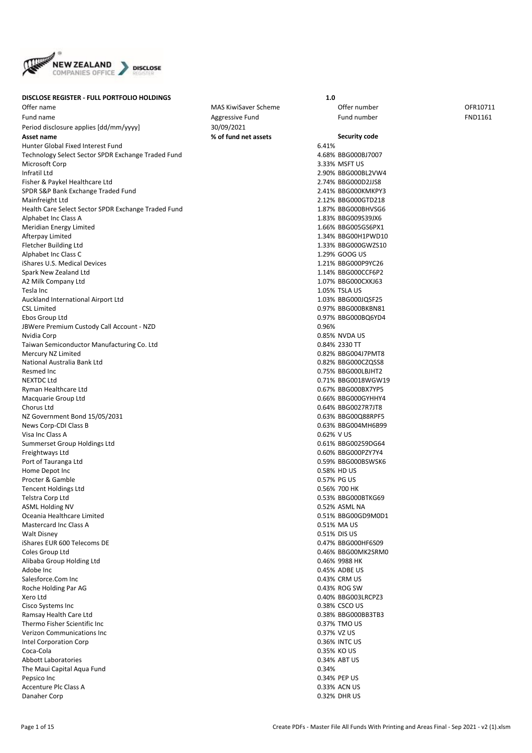**DISCLOSE REGISTER - FULL PORTFOLIO HOLDINGS** **1.0**

| Offer name | MAS KiwiSaver Scheme | Offer number | OFR10711 |
|---|---|---|---|
| Fund name | Aggressive Fund | Fund number | FND1161 |
| Period disclosure applies [dd/mm/yyyy] | 30/09/2021 | | |

| Asset name | % of fund net assets | Security code |
|---|---|---|
| Hunter Global Fixed Interest Fund | 6.41% | |
| Technology Select Sector SPDR Exchange Traded Fund | 4.68% | BBG000BJ7007 |
| Microsoft Corp | 3.33% | MSFT US |
| Infratil Ltd | 2.90% | BBG000BL2VW4 |
| Fisher & Paykel Healthcare Ltd | 2.74% | BBG000D2JJS8 |
| SPDR S&P Bank Exchange Traded Fund | 2.41% | BBG000KMKPY3 |
| Mainfreight Ltd | 2.12% | BBG000GTD218 |
| Health Care Select Sector SPDR Exchange Traded Fund | 1.87% | BBG000BHVSG6 |
| Alphabet Inc Class A | 1.83% | BBG009S39JX6 |
| Meridian Energy Limited | 1.66% | BBG005GS6PX1 |
| Afterpay Limited | 1.34% | BBG00H1PWD10 |
| Fletcher Building Ltd | 1.33% | BBG000GWZS10 |
| Alphabet Inc Class C | 1.29% | GOOG US |
| iShares U.S. Medical Devices | 1.21% | BBG000P9YC26 |
| Spark New Zealand Ltd | 1.14% | BBG000CCF6P2 |
| A2 Milk Company Ltd | 1.07% | BBG000CXKJ63 |
| Tesla Inc | 1.05% | TSLA US |
| Auckland International Airport Ltd | 1.03% | BBG000JQSF25 |
| CSL Limited | 0.97% | BBG000BKBN81 |
| Ebos Group Ltd | 0.97% | BBG000BQ6YD4 |
| JBWere Premium Custody Call Account - NZD | 0.96% | |
| Nvidia Corp | 0.85% | NVDA US |
| Taiwan Semiconductor Manufacturing Co. Ltd | 0.84% | 2330 TT |
| Mercury NZ Limited | 0.82% | BBG004J7PMT8 |
| National Australia Bank Ltd | 0.82% | BBG000CZQSS8 |
| Resmed Inc | 0.75% | BBG000LBJHT2 |
| NEXTDC Ltd | 0.71% | BBG0018WGW19 |
| Ryman Healthcare Ltd | 0.67% | BBG000BX7YP5 |
| Macquarie Group Ltd | 0.66% | BBG000GYHHY4 |
| Chorus Ltd | 0.64% | BBG0027R7JT8 |
| NZ Government Bond 15/05/2031 | 0.63% | BBG00Q88RPF5 |
| News Corp-CDI Class B | 0.63% | BBG004MH6B99 |
| Visa Inc Class A | 0.62% | V US |
| Summerset Group Holdings Ltd | 0.61% | BBG00259DG64 |
| Freightways Ltd | 0.60% | BBG000PZY7Y4 |
| Port of Tauranga Ltd | 0.59% | BBG000BSWSK6 |
| Home Depot Inc | 0.58% | HD US |
| Procter & Gamble | 0.57% | PG US |
| Tencent Holdings Ltd | 0.56% | 700 HK |
| Telstra Corp Ltd | 0.53% | BBG000BTKG69 |
| ASML Holding NV | 0.52% | ASML NA |
| Oceania Healthcare Limited | 0.51% | BBG00GD9M0D1 |
| Mastercard Inc Class A | 0.51% | MA US |
| Walt Disney | 0.51% | DIS US |
| iShares EUR 600 Telecoms DE | 0.47% | BBG000HF6S09 |
| Coles Group Ltd | 0.46% | BBG00MK2SRM0 |
| Alibaba Group Holding Ltd | 0.46% | 9988 HK |
| Adobe Inc | 0.45% | ADBE US |
| Salesforce.Com Inc | 0.43% | CRM US |
| Roche Holding Par AG | 0.43% | ROG SW |
| Xero Ltd | 0.40% | BBG003LRCPZ3 |
| Cisco Systems Inc | 0.38% | CSCO US |
| Ramsay Health Care Ltd | 0.38% | BBG000BB3TB3 |
| Thermo Fisher Scientific Inc | 0.37% | TMO US |
| Verizon Communications Inc | 0.37% | VZ US |
| Intel Corporation Corp | 0.36% | INTC US |
| Coca-Cola | 0.35% | KO US |
| Abbott Laboratories | 0.34% | ABT US |
| The Maui Capital Aqua Fund | 0.34% | |
| Pepsico Inc | 0.34% | PEP US |
| Accenture Plc Class A | 0.33% | ACN US |
| Danaher Corp | 0.32% | DHR US |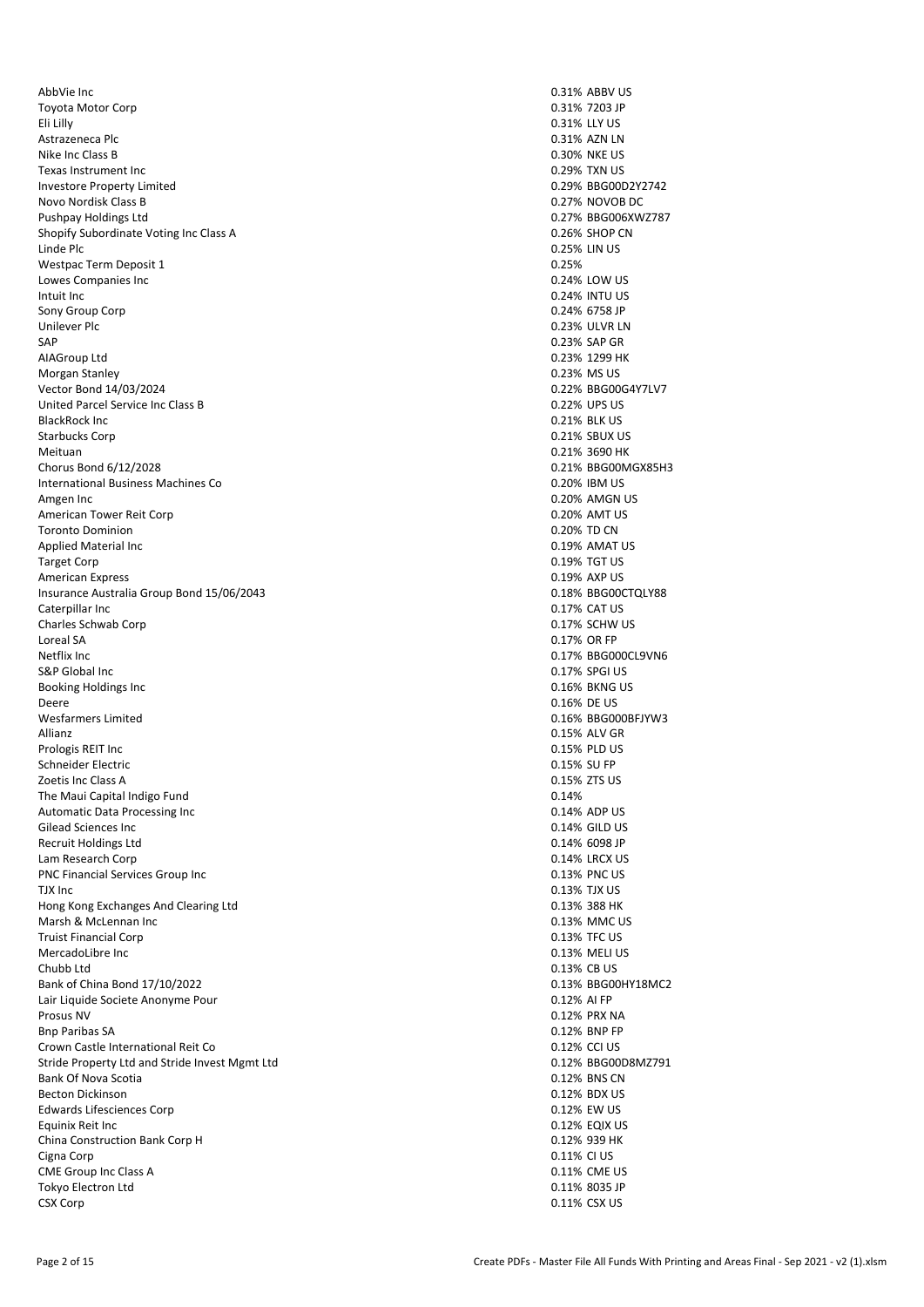| | | |
|---|---|---|
| AbbVie Inc | 0.31% | ABBV US |
| Toyota Motor Corp | 0.31% | 7203 JP |
| Eli Lilly | 0.31% | LLY US |
| Astrazeneca Plc | 0.31% | AZN LN |
| Nike Inc Class B | 0.30% | NKE US |
| Texas Instrument Inc | 0.29% | TXN US |
| Investore Property Limited | 0.29% | BBG00D2Y2742 |
| Novo Nordisk Class B | 0.27% | NOVOB DC |
| Pushpay Holdings Ltd | 0.27% | BBG006XWZ787 |
| Shopify Subordinate Voting Inc Class A | 0.26% | SHOP CN |
| Linde Plc | 0.25% | LIN US |
| Westpac Term Deposit 1 | 0.25% | |
| Lowes Companies Inc | 0.24% | LOW US |
| Intuit Inc | 0.24% | INTU US |
| Sony Group Corp | 0.24% | 6758 JP |
| Unilever Plc | 0.23% | ULVR LN |
| SAP | 0.23% | SAP GR |
| AIAGroup Ltd | 0.23% | 1299 HK |
| Morgan Stanley | 0.23% | MS US |
| Vector Bond 14/03/2024 | 0.22% | BBG00G4Y7LV7 |
| United Parcel Service Inc Class B | 0.22% | UPS US |
| BlackRock Inc | 0.21% | BLK US |
| Starbucks Corp | 0.21% | SBUX US |
| Meituan | 0.21% | 3690 HK |
| Chorus Bond 6/12/2028 | 0.21% | BBG00MGX85H3 |
| International Business Machines Co | 0.20% | IBM US |
| Amgen Inc | 0.20% | AMGN US |
| American Tower Reit Corp | 0.20% | AMT US |
| Toronto Dominion | 0.20% | TD CN |
| Applied Material Inc | 0.19% | AMAT US |
| Target Corp | 0.19% | TGT US |
| American Express | 0.19% | AXP US |
| Insurance Australia Group Bond 15/06/2043 | 0.18% | BBG00CTQLY88 |
| Caterpillar Inc | 0.17% | CAT US |
| Charles Schwab Corp | 0.17% | SCHW US |
| Loreal SA | 0.17% | OR FP |
| Netflix Inc | 0.17% | BBG000CL9VN6 |
| S&P Global Inc | 0.17% | SPGI US |
| Booking Holdings Inc | 0.16% | BKNG US |
| Deere | 0.16% | DE US |
| Wesfarmers Limited | 0.16% | BBG000BFJYW3 |
| Allianz | 0.15% | ALV GR |
| Prologis REIT Inc | 0.15% | PLD US |
| Schneider Electric | 0.15% | SU FP |
| Zoetis Inc Class A | 0.15% | ZTS US |
| The Maui Capital Indigo Fund | 0.14% | |
| Automatic Data Processing Inc | 0.14% | ADP US |
| Gilead Sciences Inc | 0.14% | GILD US |
| Recruit Holdings Ltd | 0.14% | 6098 JP |
| Lam Research Corp | 0.14% | LRCX US |
| PNC Financial Services Group Inc | 0.13% | PNC US |
| TJX Inc | 0.13% | TJX US |
| Hong Kong Exchanges And Clearing Ltd | 0.13% | 388 HK |
| Marsh & McLennan Inc | 0.13% | MMC US |
| Truist Financial Corp | 0.13% | TFC US |
| MercadoLibre Inc | 0.13% | MELI US |
| Chubb Ltd | 0.13% | CB US |
| Bank of China Bond 17/10/2022 | 0.13% | BBG00HY18MC2 |
| Lair Liquide Societe Anonyme Pour | 0.12% | AI FP |
| Prosus NV | 0.12% | PRX NA |
| Bnp Paribas SA | 0.12% | BNP FP |
| Crown Castle International Reit Co | 0.12% | CCI US |
| Stride Property Ltd and Stride Invest Mgmt Ltd | 0.12% | BBG00D8MZ791 |
| Bank Of Nova Scotia | 0.12% | BNS CN |
| Becton Dickinson | 0.12% | BDX US |
| Edwards Lifesciences Corp | 0.12% | EW US |
| Equinix Reit Inc | 0.12% | EQIX US |
| China Construction Bank Corp H | 0.12% | 939 HK |
| Cigna Corp | 0.11% | CI US |
| CME Group Inc Class A | 0.11% | CME US |
| Tokyo Electron Ltd | 0.11% | 8035 JP |
| CSX Corp | 0.11% | CSX US |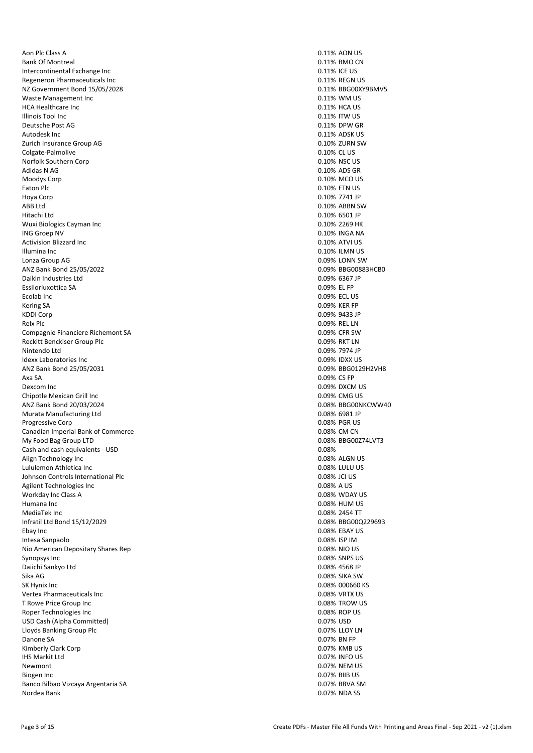| | | |
|---|---|---|
| Aon Plc Class A | 0.11% | AON US |
| Bank Of Montreal | 0.11% | BMO CN |
| Intercontinental Exchange Inc | 0.11% | ICE US |
| Regeneron Pharmaceuticals Inc | 0.11% | REGN US |
| NZ Government Bond 15/05/2028 | 0.11% | BBG00XY9BMV5 |
| Waste Management Inc | 0.11% | WM US |
| HCA Healthcare Inc | 0.11% | HCA US |
| Illinois Tool Inc | 0.11% | ITW US |
| Deutsche Post AG | 0.11% | DPW GR |
| Autodesk Inc | 0.11% | ADSK US |
| Zurich Insurance Group AG | 0.10% | ZURN SW |
| Colgate-Palmolive | 0.10% | CL US |
| Norfolk Southern Corp | 0.10% | NSC US |
| Adidas N AG | 0.10% | ADS GR |
| Moodys Corp | 0.10% | MCO US |
| Eaton Plc | 0.10% | ETN US |
| Hoya Corp | 0.10% | 7741 JP |
| ABB Ltd | 0.10% | ABBN SW |
| Hitachi Ltd | 0.10% | 6501 JP |
| Wuxi Biologics Cayman Inc | 0.10% | 2269 HK |
| ING Groep NV | 0.10% | INGA NA |
| Activision Blizzard Inc | 0.10% | ATVI US |
| Illumina Inc | 0.10% | ILMN US |
| Lonza Group AG | 0.09% | LONN SW |
| ANZ Bank Bond 25/05/2022 | 0.09% | BBG00883HCB0 |
| Daikin Industries Ltd | 0.09% | 6367 JP |
| Essilorluxottica SA | 0.09% | EL FP |
| Ecolab Inc | 0.09% | ECL US |
| Kering SA | 0.09% | KER FP |
| KDDI Corp | 0.09% | 9433 JP |
| Relx Plc | 0.09% | REL LN |
| Compagnie Financiere Richemont SA | 0.09% | CFR SW |
| Reckitt Benckiser Group Plc | 0.09% | RKT LN |
| Nintendo Ltd | 0.09% | 7974 JP |
| Idexx Laboratories Inc | 0.09% | IDXX US |
| ANZ Bank Bond 25/05/2031 | 0.09% | BBG0129H2VH8 |
| Axa SA | 0.09% | CS FP |
| Dexcom Inc | 0.09% | DXCM US |
| Chipotle Mexican Grill Inc | 0.09% | CMG US |
| ANZ Bank Bond 20/03/2024 | 0.08% | BBG00NKCWW40 |
| Murata Manufacturing Ltd | 0.08% | 6981 JP |
| Progressive Corp | 0.08% | PGR US |
| Canadian Imperial Bank of Commerce | 0.08% | CM CN |
| My Food Bag Group LTD | 0.08% | BBG00Z74LVT3 |
| Cash and cash equivalents - USD | 0.08% | |
| Align Technology Inc | 0.08% | ALGN US |
| Lululemon Athletica Inc | 0.08% | LULU US |
| Johnson Controls International Plc | 0.08% | JCI US |
| Agilent Technologies Inc | 0.08% | A US |
| Workday Inc Class A | 0.08% | WDAY US |
| Humana Inc | 0.08% | HUM US |
| MediaTek Inc | 0.08% | 2454 TT |
| Infratil Ltd Bond 15/12/2029 | 0.08% | BBG00Q229693 |
| Ebay Inc | 0.08% | EBAY US |
| Intesa Sanpaolo | 0.08% | ISP IM |
| Nio American Depositary Shares Rep | 0.08% | NIO US |
| Synopsys Inc | 0.08% | SNPS US |
| Daiichi Sankyo Ltd | 0.08% | 4568 JP |
| Sika AG | 0.08% | SIKA SW |
| SK Hynix Inc | 0.08% | 000660 KS |
| Vertex Pharmaceuticals Inc | 0.08% | VRTX US |
| T Rowe Price Group Inc | 0.08% | TROW US |
| Roper Technologies Inc | 0.08% | ROP US |
| USD Cash (Alpha Committed) | 0.07% | USD |
| Lloyds Banking Group Plc | 0.07% | LLOY LN |
| Danone SA | 0.07% | BN FP |
| Kimberly Clark Corp | 0.07% | KMB US |
| IHS Markit Ltd | 0.07% | INFO US |
| Newmont | 0.07% | NEM US |
| Biogen Inc | 0.07% | BIIB US |
| Banco Bilbao Vizcaya Argentaria SA | 0.07% | BBVA SM |
| Nordea Bank | 0.07% | NDA SS |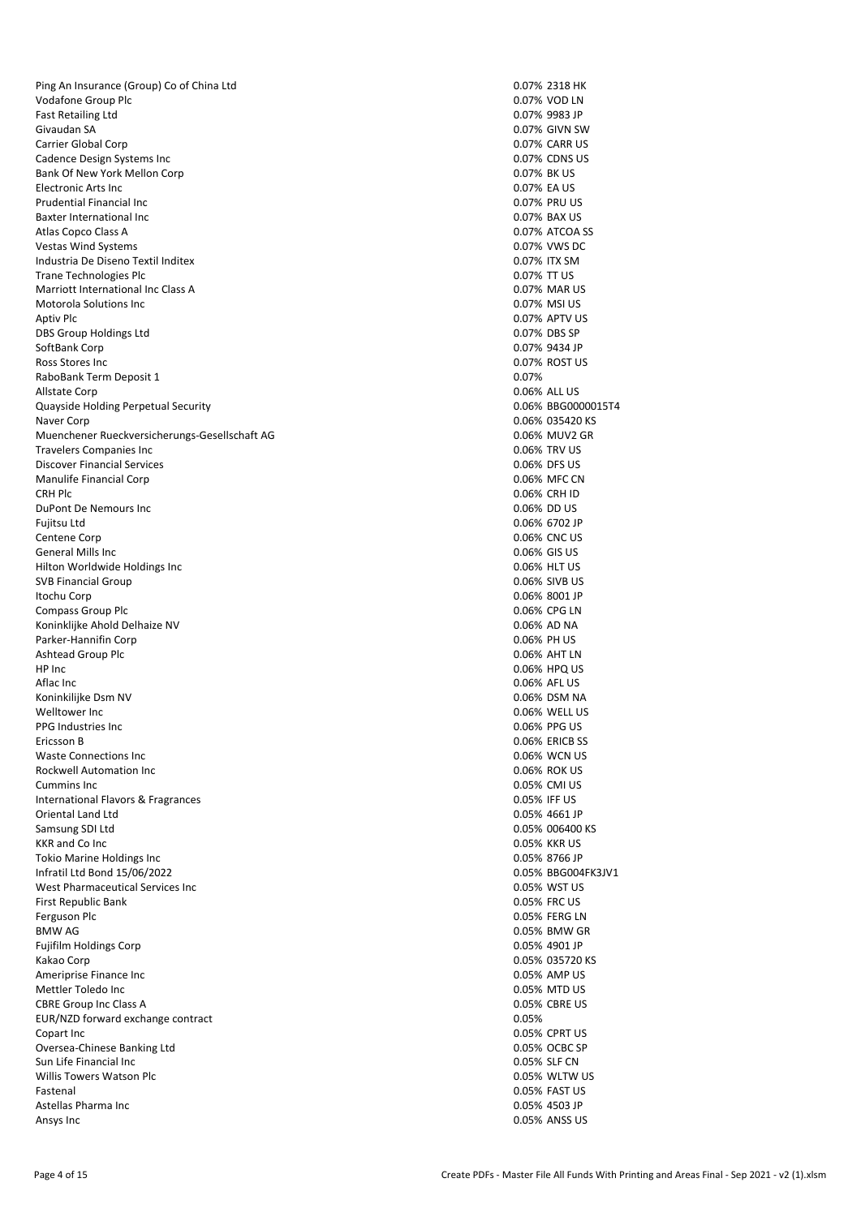| | | |
|---|---|---|
| Ping An Insurance (Group) Co of China Ltd | 0.07% | 2318 HK |
| Vodafone Group Plc | 0.07% | VOD LN |
| Fast Retailing Ltd | 0.07% | 9983 JP |
| Givaudan SA | 0.07% | GIVN SW |
| Carrier Global Corp | 0.07% | CARR US |
| Cadence Design Systems Inc | 0.07% | CDNS US |
| Bank Of New York Mellon Corp | 0.07% | BK US |
| Electronic Arts Inc | 0.07% | EA US |
| Prudential Financial Inc | 0.07% | PRU US |
| Baxter International Inc | 0.07% | BAX US |
| Atlas Copco Class A | 0.07% | ATCOA SS |
| Vestas Wind Systems | 0.07% | VWS DC |
| Industria De Diseno Textil Inditex | 0.07% | ITX SM |
| Trane Technologies Plc | 0.07% | TT US |
| Marriott International Inc Class A | 0.07% | MAR US |
| Motorola Solutions Inc | 0.07% | MSI US |
| Aptiv Plc | 0.07% | APTV US |
| DBS Group Holdings Ltd | 0.07% | DBS SP |
| SoftBank Corp | 0.07% | 9434 JP |
| Ross Stores Inc | 0.07% | ROST US |
| RaboBank Term Deposit 1 | 0.07% | |
| Allstate Corp | 0.06% | ALL US |
| Quayside Holding Perpetual Security | 0.06% | BBG0000015T4 |
| Naver Corp | 0.06% | 035420 KS |
| Muenchener Rueckversicherungs-Gesellschaft AG | 0.06% | MUV2 GR |
| Travelers Companies Inc | 0.06% | TRV US |
| Discover Financial Services | 0.06% | DFS US |
| Manulife Financial Corp | 0.06% | MFC CN |
| CRH Plc | 0.06% | CRH ID |
| DuPont De Nemours Inc | 0.06% | DD US |
| Fujitsu Ltd | 0.06% | 6702 JP |
| Centene Corp | 0.06% | CNC US |
| General Mills Inc | 0.06% | GIS US |
| Hilton Worldwide Holdings Inc | 0.06% | HLT US |
| SVB Financial Group | 0.06% | SIVB US |
| Itochu Corp | 0.06% | 8001 JP |
| Compass Group Plc | 0.06% | CPG LN |
| Koninklijke Ahold Delhaize NV | 0.06% | AD NA |
| Parker-Hannifin Corp | 0.06% | PH US |
| Ashtead Group Plc | 0.06% | AHT LN |
| HP Inc | 0.06% | HPQ US |
| Aflac Inc | 0.06% | AFL US |
| Koninkilijke Dsm NV | 0.06% | DSM NA |
| Welltower Inc | 0.06% | WELL US |
| PPG Industries Inc | 0.06% | PPG US |
| Ericsson B | 0.06% | ERICB SS |
| Waste Connections Inc | 0.06% | WCN US |
| Rockwell Automation Inc | 0.06% | ROK US |
| Cummins Inc | 0.05% | CMI US |
| International Flavors & Fragrances | 0.05% | IFF US |
| Oriental Land Ltd | 0.05% | 4661 JP |
| Samsung SDI Ltd | 0.05% | 006400 KS |
| KKR and Co Inc | 0.05% | KKR US |
| Tokio Marine Holdings Inc | 0.05% | 8766 JP |
| Infratil Ltd Bond 15/06/2022 | 0.05% | BBG004FK3JV1 |
| West Pharmaceutical Services Inc | 0.05% | WST US |
| First Republic Bank | 0.05% | FRC US |
| Ferguson Plc | 0.05% | FERG LN |
| BMW AG | 0.05% | BMW GR |
| Fujifilm Holdings Corp | 0.05% | 4901 JP |
| Kakao Corp | 0.05% | 035720 KS |
| Ameriprise Finance Inc | 0.05% | AMP US |
| Mettler Toledo Inc | 0.05% | MTD US |
| CBRE Group Inc Class A | 0.05% | CBRE US |
| EUR/NZD forward exchange contract | 0.05% | |
| Copart Inc | 0.05% | CPRT US |
| Oversea-Chinese Banking Ltd | 0.05% | OCBC SP |
| Sun Life Financial Inc | 0.05% | SLF CN |
| Willis Towers Watson Plc | 0.05% | WLTW US |
| Fastenal | 0.05% | FAST US |
| Astellas Pharma Inc | 0.05% | 4503 JP |
| Ansys Inc | 0.05% | ANSS US |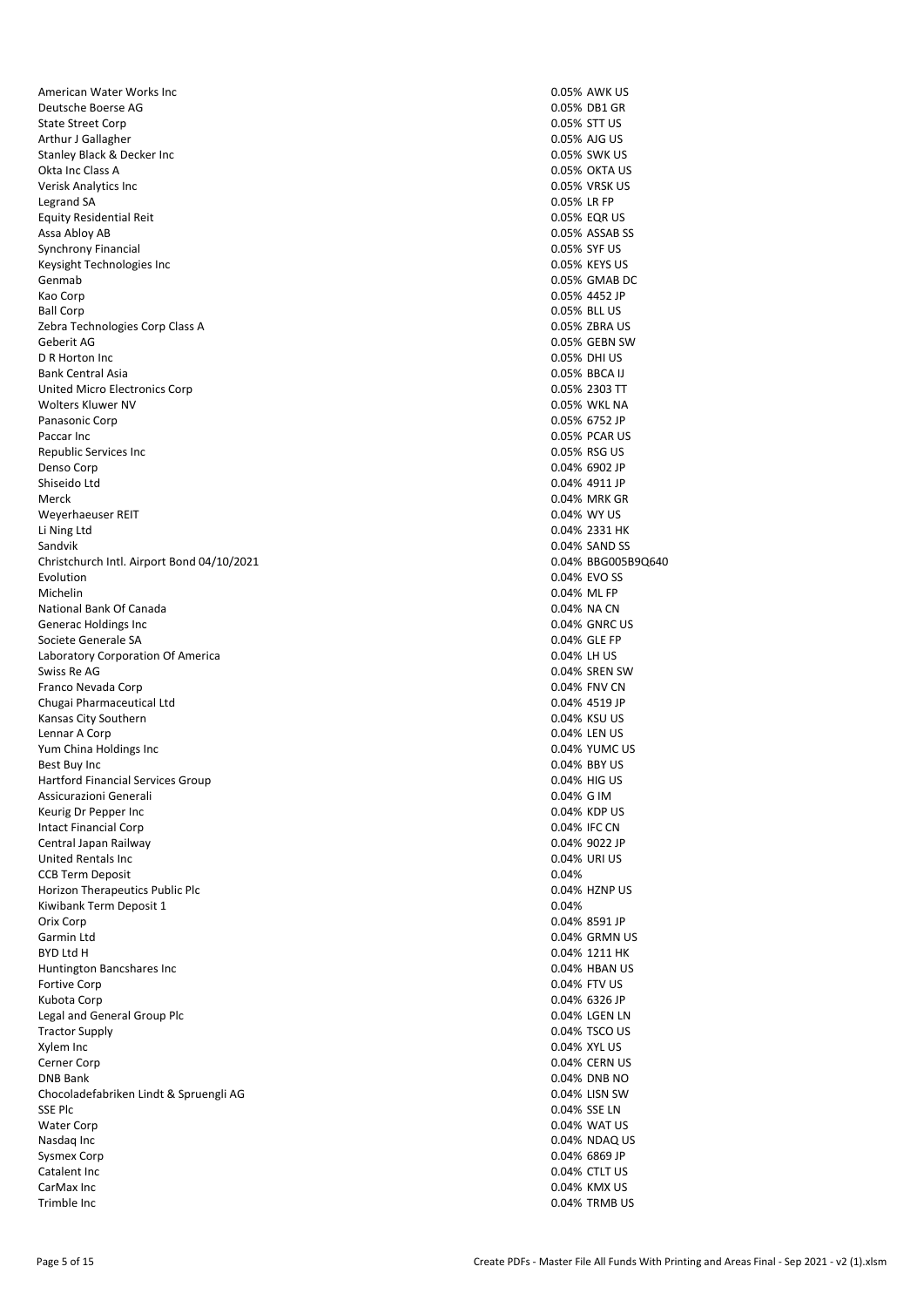| | | |
|---|---|---|
| American Water Works Inc | 0.05% | AWK US |
| Deutsche Boerse AG | 0.05% | DB1 GR |
| State Street Corp | 0.05% | STT US |
| Arthur J Gallagher | 0.05% | AJG US |
| Stanley Black & Decker Inc | 0.05% | SWK US |
| Okta Inc Class A | 0.05% | OKTA US |
| Verisk Analytics Inc | 0.05% | VRSK US |
| Legrand SA | 0.05% | LR FP |
| Equity Residential Reit | 0.05% | EQR US |
| Assa Abloy AB | 0.05% | ASSAB SS |
| Synchrony Financial | 0.05% | SYF US |
| Keysight Technologies Inc | 0.05% | KEYS US |
| Genmab | 0.05% | GMAB DC |
| Kao Corp | 0.05% | 4452 JP |
| Ball Corp | 0.05% | BLL US |
| Zebra Technologies Corp Class A | 0.05% | ZBRA US |
| Geberit AG | 0.05% | GEBN SW |
| D R Horton Inc | 0.05% | DHI US |
| Bank Central Asia | 0.05% | BBCA IJ |
| United Micro Electronics Corp | 0.05% | 2303 TT |
| Wolters Kluwer NV | 0.05% | WKL NA |
| Panasonic Corp | 0.05% | 6752 JP |
| Paccar Inc | 0.05% | PCAR US |
| Republic Services Inc | 0.05% | RSG US |
| Denso Corp | 0.04% | 6902 JP |
| Shiseido Ltd | 0.04% | 4911 JP |
| Merck | 0.04% | MRK GR |
| Weyerhaeuser REIT | 0.04% | WY US |
| Li Ning Ltd | 0.04% | 2331 HK |
| Sandvik | 0.04% | SAND SS |
| Christchurch Intl. Airport Bond 04/10/2021 | 0.04% | BBG005B9Q640 |
| Evolution | 0.04% | EVO SS |
| Michelin | 0.04% | ML FP |
| National Bank Of Canada | 0.04% | NA CN |
| Generac Holdings Inc | 0.04% | GNRC US |
| Societe Generale SA | 0.04% | GLE FP |
| Laboratory Corporation Of America | 0.04% | LH US |
| Swiss Re AG | 0.04% | SREN SW |
| Franco Nevada Corp | 0.04% | FNV CN |
| Chugai Pharmaceutical Ltd | 0.04% | 4519 JP |
| Kansas City Southern | 0.04% | KSU US |
| Lennar A Corp | 0.04% | LEN US |
| Yum China Holdings Inc | 0.04% | YUMC US |
| Best Buy Inc | 0.04% | BBY US |
| Hartford Financial Services Group | 0.04% | HIG US |
| Assicurazioni Generali | 0.04% | G IM |
| Keurig Dr Pepper Inc | 0.04% | KDP US |
| Intact Financial Corp | 0.04% | IFC CN |
| Central Japan Railway | 0.04% | 9022 JP |
| United Rentals Inc | 0.04% | URI US |
| CCB Term Deposit | 0.04% | |
| Horizon Therapeutics Public Plc | 0.04% | HZNP US |
| Kiwibank Term Deposit 1 | 0.04% | |
| Orix Corp | 0.04% | 8591 JP |
| Garmin Ltd | 0.04% | GRMN US |
| BYD Ltd H | 0.04% | 1211 HK |
| Huntington Bancshares Inc | 0.04% | HBAN US |
| Fortive Corp | 0.04% | FTV US |
| Kubota Corp | 0.04% | 6326 JP |
| Legal and General Group Plc | 0.04% | LGEN LN |
| Tractor Supply | 0.04% | TSCO US |
| Xylem Inc | 0.04% | XYL US |
| Cerner Corp | 0.04% | CERN US |
| DNB Bank | 0.04% | DNB NO |
| Chocoladefabriken Lindt & Spruengli AG | 0.04% | LISN SW |
| SSE Plc | 0.04% | SSE LN |
| Water Corp | 0.04% | WAT US |
| Nasdaq Inc | 0.04% | NDAQ US |
| Sysmex Corp | 0.04% | 6869 JP |
| Catalent Inc | 0.04% | CTLT US |
| CarMax Inc | 0.04% | KMX US |
| Trimble Inc | 0.04% | TRMB US |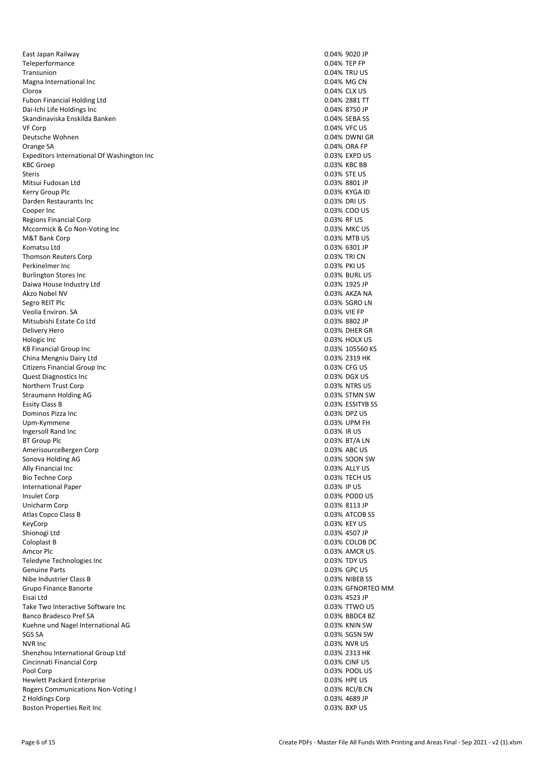| | | |
|---|---|---|
| East Japan Railway | 0.04% | 9020 JP |
| Teleperformance | 0.04% | TEP FP |
| Transunion | 0.04% | TRU US |
| Magna International Inc | 0.04% | MG CN |
| Clorox | 0.04% | CLX US |
| Fubon Financial Holding Ltd | 0.04% | 2881 TT |
| Dai-Ichi Life Holdings Inc | 0.04% | 8750 JP |
| Skandinaviska Enskilda Banken | 0.04% | SEBA SS |
| VF Corp | 0.04% | VFC US |
| Deutsche Wohnen | 0.04% | DWNI GR |
| Orange SA | 0.04% | ORA FP |
| Expeditors International Of Washington Inc | 0.03% | EXPD US |
| KBC Groep | 0.03% | KBC BB |
| Steris | 0.03% | STE US |
| Mitsui Fudosan Ltd | 0.03% | 8801 JP |
| Kerry Group Plc | 0.03% | KYGA ID |
| Darden Restaurants Inc | 0.03% | DRI US |
| Cooper Inc | 0.03% | COO US |
| Regions Financial Corp | 0.03% | RF US |
| Mccormick & Co Non-Voting Inc | 0.03% | MKC US |
| M&T Bank Corp | 0.03% | MTB US |
| Komatsu Ltd | 0.03% | 6301 JP |
| Thomson Reuters Corp | 0.03% | TRI CN |
| Perkinelmer Inc | 0.03% | PKI US |
| Burlington Stores Inc | 0.03% | BURL US |
| Daiwa House Industry Ltd | 0.03% | 1925 JP |
| Akzo Nobel NV | 0.03% | AKZA NA |
| Segro REIT Plc | 0.03% | SGRO LN |
| Veolia Environ. SA | 0.03% | VIE FP |
| Mitsubishi Estate Co Ltd | 0.03% | 8802 JP |
| Delivery Hero | 0.03% | DHER GR |
| Hologic Inc | 0.03% | HOLX US |
| KB Financial Group Inc | 0.03% | 105560 KS |
| China Mengniu Dairy Ltd | 0.03% | 2319 HK |
| Citizens Financial Group Inc | 0.03% | CFG US |
| Quest Diagnostics Inc | 0.03% | DGX US |
| Northern Trust Corp | 0.03% | NTRS US |
| Straumann Holding AG | 0.03% | STMN SW |
| Essity Class B | 0.03% | ESSITYB SS |
| Dominos Pizza Inc | 0.03% | DPZ US |
| Upm-Kymmene | 0.03% | UPM FH |
| Ingersoll Rand Inc | 0.03% | IR US |
| BT Group Plc | 0.03% | BT/A LN |
| AmerisourceBergen Corp | 0.03% | ABC US |
| Sonova Holding AG | 0.03% | SOON SW |
| Ally Financial Inc | 0.03% | ALLY US |
| Bio Techne Corp | 0.03% | TECH US |
| International Paper | 0.03% | IP US |
| Insulet Corp | 0.03% | PODD US |
| Unicharm Corp | 0.03% | 8113 JP |
| Atlas Copco Class B | 0.03% | ATCOB SS |
| KeyCorp | 0.03% | KEY US |
| Shionogi Ltd | 0.03% | 4507 JP |
| Coloplast B | 0.03% | COLOB DC |
| Amcor Plc | 0.03% | AMCR US |
| Teledyne Technologies Inc | 0.03% | TDY US |
| Genuine Parts | 0.03% | GPC US |
| Nibe Industrier Class B | 0.03% | NIBEB SS |
| Grupo Finance Banorte | 0.03% | GFNORTEO MM |
| Eisai Ltd | 0.03% | 4523 JP |
| Take Two Interactive Software Inc | 0.03% | TTWO US |
| Banco Bradesco Pref SA | 0.03% | BBDC4 BZ |
| Kuehne und Nagel International AG | 0.03% | KNIN SW |
| SGS SA | 0.03% | SGSN SW |
| NVR Inc | 0.03% | NVR US |
| Shenzhou International Group Ltd | 0.03% | 2313 HK |
| Cincinnati Financial Corp | 0.03% | CINF US |
| Pool Corp | 0.03% | POOL US |
| Hewlett Packard Enterprise | 0.03% | HPE US |
| Rogers Communications Non-Voting I | 0.03% | RCI/B CN |
| Z Holdings Corp | 0.03% | 4689 JP |
| Boston Properties Reit Inc | 0.03% | BXP US |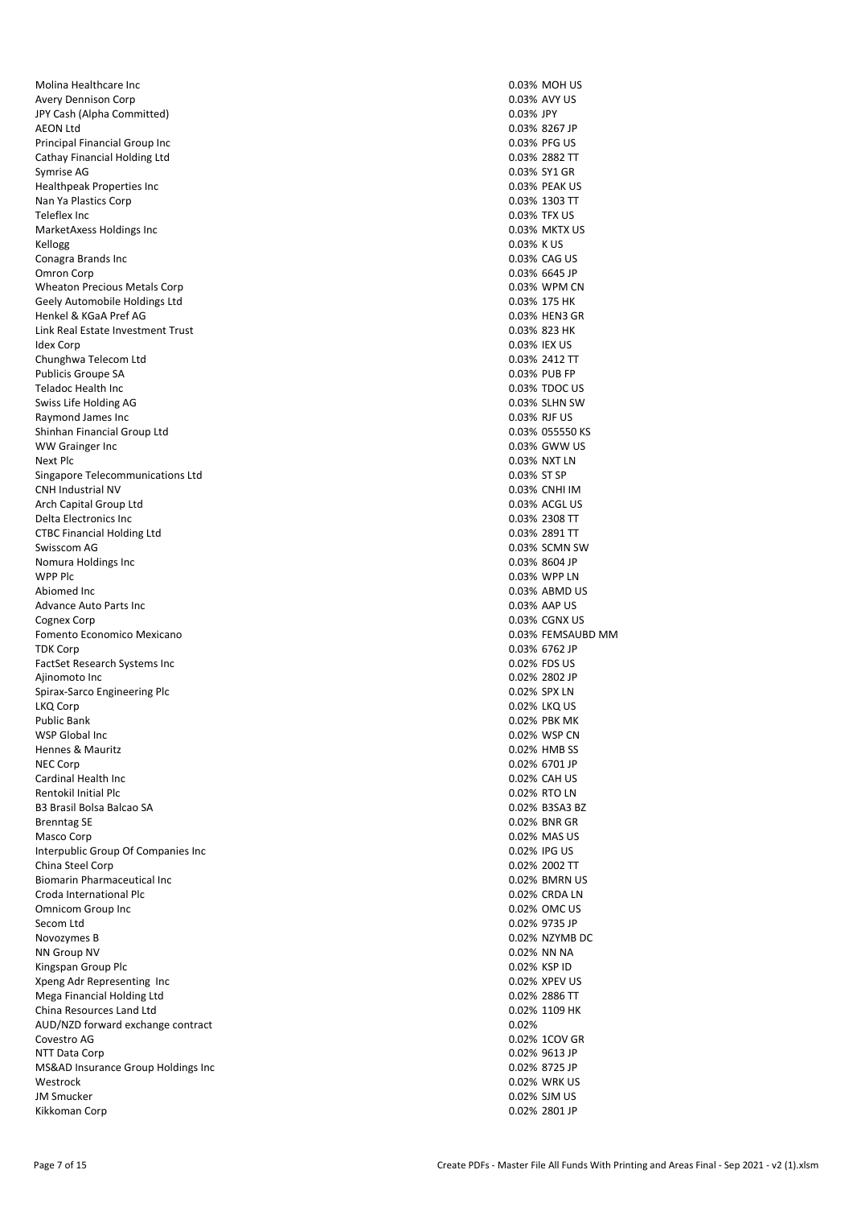| | | |
|---|---|---|
| Molina Healthcare Inc | 0.03% | MOH US |
| Avery Dennison Corp | 0.03% | AVY US |
| JPY Cash (Alpha Committed) | 0.03% | JPY |
| AEON Ltd | 0.03% | 8267 JP |
| Principal Financial Group Inc | 0.03% | PFG US |
| Cathay Financial Holding Ltd | 0.03% | 2882 TT |
| Symrise AG | 0.03% | SY1 GR |
| Healthpeak Properties Inc | 0.03% | PEAK US |
| Nan Ya Plastics Corp | 0.03% | 1303 TT |
| Teleflex Inc | 0.03% | TFX US |
| MarketAxess Holdings Inc | 0.03% | MKTX US |
| Kellogg | 0.03% | K US |
| Conagra Brands Inc | 0.03% | CAG US |
| Omron Corp | 0.03% | 6645 JP |
| Wheaton Precious Metals Corp | 0.03% | WPM CN |
| Geely Automobile Holdings Ltd | 0.03% | 175 HK |
| Henkel & KGaA Pref AG | 0.03% | HEN3 GR |
| Link Real Estate Investment Trust | 0.03% | 823 HK |
| Idex Corp | 0.03% | IEX US |
| Chunghwa Telecom Ltd | 0.03% | 2412 TT |
| Publicis Groupe SA | 0.03% | PUB FP |
| Teladoc Health Inc | 0.03% | TDOC US |
| Swiss Life Holding AG | 0.03% | SLHN SW |
| Raymond James Inc | 0.03% | RJF US |
| Shinhan Financial Group Ltd | 0.03% | 055550 KS |
| WW Grainger Inc | 0.03% | GWW US |
| Next Plc | 0.03% | NXT LN |
| Singapore Telecommunications Ltd | 0.03% | ST SP |
| CNH Industrial NV | 0.03% | CNHI IM |
| Arch Capital Group Ltd | 0.03% | ACGL US |
| Delta Electronics Inc | 0.03% | 2308 TT |
| CTBC Financial Holding Ltd | 0.03% | 2891 TT |
| Swisscom AG | 0.03% | SCMN SW |
| Nomura Holdings Inc | 0.03% | 8604 JP |
| WPP Plc | 0.03% | WPP LN |
| Abiomed Inc | 0.03% | ABMD US |
| Advance Auto Parts Inc | 0.03% | AAP US |
| Cognex Corp | 0.03% | CGNX US |
| Fomento Economico Mexicano | 0.03% | FEMSAUBD MM |
| TDK Corp | 0.03% | 6762 JP |
| FactSet Research Systems Inc | 0.02% | FDS US |
| Ajinomoto Inc | 0.02% | 2802 JP |
| Spirax-Sarco Engineering Plc | 0.02% | SPX LN |
| LKQ Corp | 0.02% | LKQ US |
| Public Bank | 0.02% | PBK MK |
| WSP Global Inc | 0.02% | WSP CN |
| Hennes & Mauritz | 0.02% | HMB SS |
| NEC Corp | 0.02% | 6701 JP |
| Cardinal Health Inc | 0.02% | CAH US |
| Rentokil Initial Plc | 0.02% | RTO LN |
| B3 Brasil Bolsa Balcao SA | 0.02% | B3SA3 BZ |
| Brenntag SE | 0.02% | BNR GR |
| Masco Corp | 0.02% | MAS US |
| Interpublic Group Of Companies Inc | 0.02% | IPG US |
| China Steel Corp | 0.02% | 2002 TT |
| Biomarin Pharmaceutical Inc | 0.02% | BMRN US |
| Croda International Plc | 0.02% | CRDA LN |
| Omnicom Group Inc | 0.02% | OMC US |
| Secom Ltd | 0.02% | 9735 JP |
| Novozymes B | 0.02% | NZYMB DC |
| NN Group NV | 0.02% | NN NA |
| Kingspan Group Plc | 0.02% | KSP ID |
| Xpeng Adr Representing Inc | 0.02% | XPEV US |
| Mega Financial Holding Ltd | 0.02% | 2886 TT |
| China Resources Land Ltd | 0.02% | 1109 HK |
| AUD/NZD forward exchange contract | 0.02% | |
| Covestro AG | 0.02% | 1COV GR |
| NTT Data Corp | 0.02% | 9613 JP |
| MS&AD Insurance Group Holdings Inc | 0.02% | 8725 JP |
| Westrock | 0.02% | WRK US |
| JM Smucker | 0.02% | SJM US |
| Kikkoman Corp | 0.02% | 2801 JP |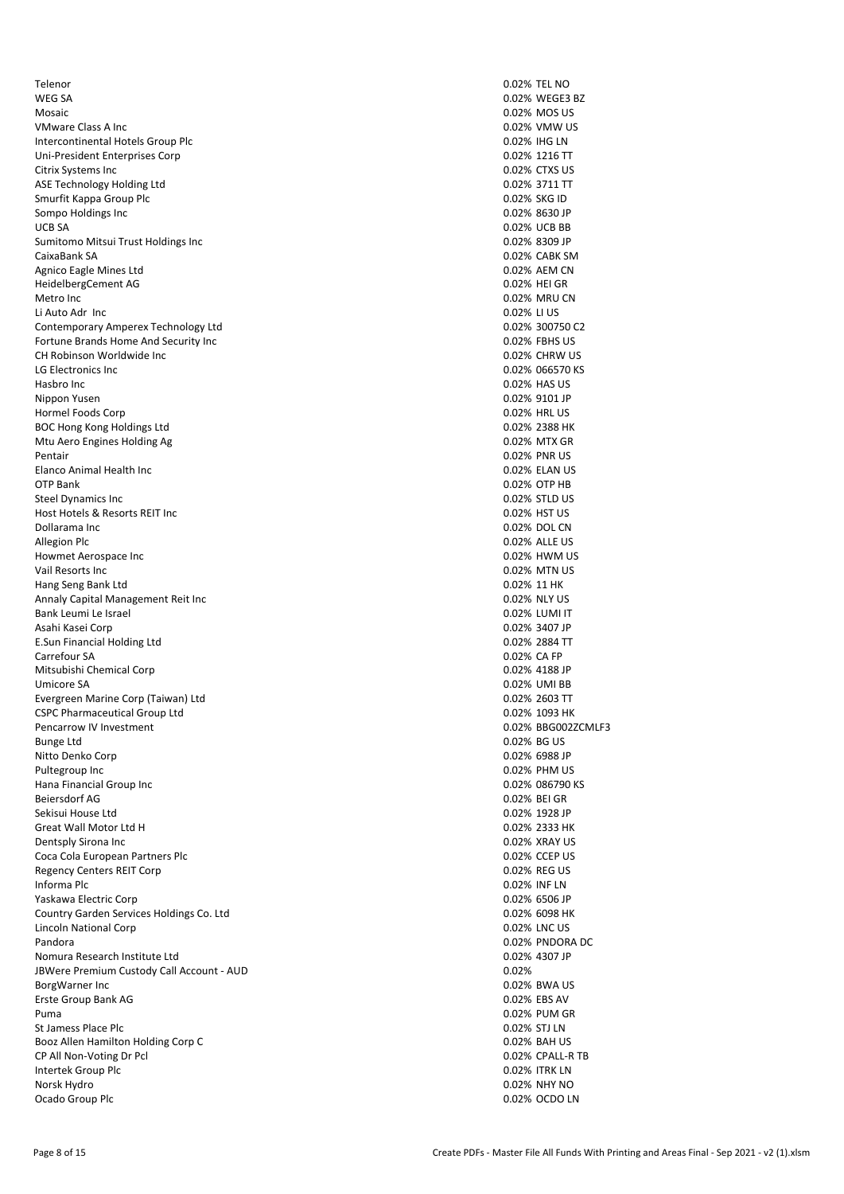| | | |
|---|---|---|
| Telenor | 0.02% | TEL NO |
| WEG SA | 0.02% | WEGE3 BZ |
| Mosaic | 0.02% | MOS US |
| VMware Class A Inc | 0.02% | VMW US |
| Intercontinental Hotels Group Plc | 0.02% | IHG LN |
| Uni-President Enterprises Corp | 0.02% | 1216 TT |
| Citrix Systems Inc | 0.02% | CTXS US |
| ASE Technology Holding Ltd | 0.02% | 3711 TT |
| Smurfit Kappa Group Plc | 0.02% | SKG ID |
| Sompo Holdings Inc | 0.02% | 8630 JP |
| UCB SA | 0.02% | UCB BB |
| Sumitomo Mitsui Trust Holdings Inc | 0.02% | 8309 JP |
| CaixaBank SA | 0.02% | CABK SM |
| Agnico Eagle Mines Ltd | 0.02% | AEM CN |
| HeidelbergCement AG | 0.02% | HEI GR |
| Metro Inc | 0.02% | MRU CN |
| Li Auto Adr Inc | 0.02% | LI US |
| Contemporary Amperex Technology Ltd | 0.02% | 300750 C2 |
| Fortune Brands Home And Security Inc | 0.02% | FBHS US |
| CH Robinson Worldwide Inc | 0.02% | CHRW US |
| LG Electronics Inc | 0.02% | 066570 KS |
| Hasbro Inc | 0.02% | HAS US |
| Nippon Yusen | 0.02% | 9101 JP |
| Hormel Foods Corp | 0.02% | HRL US |
| BOC Hong Kong Holdings Ltd | 0.02% | 2388 HK |
| Mtu Aero Engines Holding Ag | 0.02% | MTX GR |
| Pentair | 0.02% | PNR US |
| Elanco Animal Health Inc | 0.02% | ELAN US |
| OTP Bank | 0.02% | OTP HB |
| Steel Dynamics Inc | 0.02% | STLD US |
| Host Hotels & Resorts REIT Inc | 0.02% | HST US |
| Dollarama Inc | 0.02% | DOL CN |
| Allegion Plc | 0.02% | ALLE US |
| Howmet Aerospace Inc | 0.02% | HWM US |
| Vail Resorts Inc | 0.02% | MTN US |
| Hang Seng Bank Ltd | 0.02% | 11 HK |
| Annaly Capital Management Reit Inc | 0.02% | NLY US |
| Bank Leumi Le Israel | 0.02% | LUMI IT |
| Asahi Kasei Corp | 0.02% | 3407 JP |
| E.Sun Financial Holding Ltd | 0.02% | 2884 TT |
| Carrefour SA | 0.02% | CA FP |
| Mitsubishi Chemical Corp | 0.02% | 4188 JP |
| Umicore SA | 0.02% | UMI BB |
| Evergreen Marine Corp (Taiwan) Ltd | 0.02% | 2603 TT |
| CSPC Pharmaceutical Group Ltd | 0.02% | 1093 HK |
| Pencarrow IV Investment | 0.02% | BBG002ZCMLF3 |
| Bunge Ltd | 0.02% | BG US |
| Nitto Denko Corp | 0.02% | 6988 JP |
| Pultegroup Inc | 0.02% | PHM US |
| Hana Financial Group Inc | 0.02% | 086790 KS |
| Beiersdorf AG | 0.02% | BEI GR |
| Sekisui House Ltd | 0.02% | 1928 JP |
| Great Wall Motor Ltd H | 0.02% | 2333 HK |
| Dentsply Sirona Inc | 0.02% | XRAY US |
| Coca Cola European Partners Plc | 0.02% | CCEP US |
| Regency Centers REIT Corp | 0.02% | REG US |
| Informa Plc | 0.02% | INF LN |
| Yaskawa Electric Corp | 0.02% | 6506 JP |
| Country Garden Services Holdings Co. Ltd | 0.02% | 6098 HK |
| Lincoln National Corp | 0.02% | LNC US |
| Pandora | 0.02% | PNDORA DC |
| Nomura Research Institute Ltd | 0.02% | 4307 JP |
| JBWere Premium Custody Call Account - AUD | 0.02% | |
| BorgWarner Inc | 0.02% | BWA US |
| Erste Group Bank AG | 0.02% | EBS AV |
| Puma | 0.02% | PUM GR |
| St Jamess Place Plc | 0.02% | STJ LN |
| Booz Allen Hamilton Holding Corp C | 0.02% | BAH US |
| CP All Non-Voting Dr Pcl | 0.02% | CPALL-R TB |
| Intertek Group Plc | 0.02% | ITRK LN |
| Norsk Hydro | 0.02% | NHY NO |
| Ocado Group Plc | 0.02% | OCDO LN |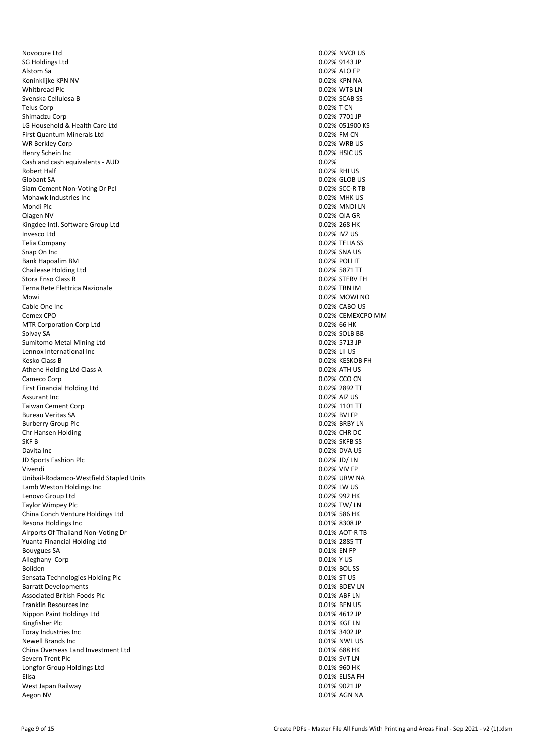| | | |
|---|---|---|
| Novocure Ltd | 0.02% | NVCR US |
| SG Holdings Ltd | 0.02% | 9143 JP |
| Alstom Sa | 0.02% | ALO FP |
| Koninklijke KPN NV | 0.02% | KPN NA |
| Whitbread Plc | 0.02% | WTB LN |
| Svenska Cellulosa B | 0.02% | SCAB SS |
| Telus Corp | 0.02% | T CN |
| Shimadzu Corp | 0.02% | 7701 JP |
| LG Household & Health Care Ltd | 0.02% | 051900 KS |
| First Quantum Minerals Ltd | 0.02% | FM CN |
| WR Berkley Corp | 0.02% | WRB US |
| Henry Schein Inc | 0.02% | HSIC US |
| Cash and cash equivalents - AUD | 0.02% | |
| Robert Half | 0.02% | RHI US |
| Globant SA | 0.02% | GLOB US |
| Siam Cement Non-Voting Dr Pcl | 0.02% | SCC-R TB |
| Mohawk Industries Inc | 0.02% | MHK US |
| Mondi Plc | 0.02% | MNDI LN |
| Qiagen NV | 0.02% | QIA GR |
| Kingdee Intl. Software Group Ltd | 0.02% | 268 HK |
| Invesco Ltd | 0.02% | IVZ US |
| Telia Company | 0.02% | TELIA SS |
| Snap On Inc | 0.02% | SNA US |
| Bank Hapoalim BM | 0.02% | POLI IT |
| Chailease Holding Ltd | 0.02% | 5871 TT |
| Stora Enso Class R | 0.02% | STERV FH |
| Terna Rete Elettrica Nazionale | 0.02% | TRN IM |
| Mowi | 0.02% | MOWI NO |
| Cable One Inc | 0.02% | CABO US |
| Cemex CPO | 0.02% | CEMEXCPO MM |
| MTR Corporation Corp Ltd | 0.02% | 66 HK |
| Solvay SA | 0.02% | SOLB BB |
| Sumitomo Metal Mining Ltd | 0.02% | 5713 JP |
| Lennox International Inc | 0.02% | LII US |
| Kesko Class B | 0.02% | KESKOB FH |
| Athene Holding Ltd Class A | 0.02% | ATH US |
| Cameco Corp | 0.02% | CCO CN |
| First Financial Holding Ltd | 0.02% | 2892 TT |
| Assurant Inc | 0.02% | AIZ US |
| Taiwan Cement Corp | 0.02% | 1101 TT |
| Bureau Veritas SA | 0.02% | BVI FP |
| Burberry Group Plc | 0.02% | BRBY LN |
| Chr Hansen Holding | 0.02% | CHR DC |
| SKF B | 0.02% | SKFB SS |
| Davita Inc | 0.02% | DVA US |
| JD Sports Fashion Plc | 0.02% | JD/ LN |
| Vivendi | 0.02% | VIV FP |
| Unibail-Rodamco-Westfield Stapled Units | 0.02% | URW NA |
| Lamb Weston Holdings Inc | 0.02% | LW US |
| Lenovo Group Ltd | 0.02% | 992 HK |
| Taylor Wimpey Plc | 0.02% | TW/ LN |
| China Conch Venture Holdings Ltd | 0.01% | 586 HK |
| Resona Holdings Inc | 0.01% | 8308 JP |
| Airports Of Thailand Non-Voting Dr | 0.01% | AOT-R TB |
| Yuanta Financial Holding Ltd | 0.01% | 2885 TT |
| Bouygues SA | 0.01% | EN FP |
| Alleghany Corp | 0.01% | Y US |
| Boliden | 0.01% | BOL SS |
| Sensata Technologies Holding Plc | 0.01% | ST US |
| Barratt Developments | 0.01% | BDEV LN |
| Associated British Foods Plc | 0.01% | ABF LN |
| Franklin Resources Inc | 0.01% | BEN US |
| Nippon Paint Holdings Ltd | 0.01% | 4612 JP |
| Kingfisher Plc | 0.01% | KGF LN |
| Toray Industries Inc | 0.01% | 3402 JP |
| Newell Brands Inc | 0.01% | NWL US |
| China Overseas Land Investment Ltd | 0.01% | 688 HK |
| Severn Trent Plc | 0.01% | SVT LN |
| Longfor Group Holdings Ltd | 0.01% | 960 HK |
| Elisa | 0.01% | ELISA FH |
| West Japan Railway | 0.01% | 9021 JP |
| Aegon NV | 0.01% | AGN NA |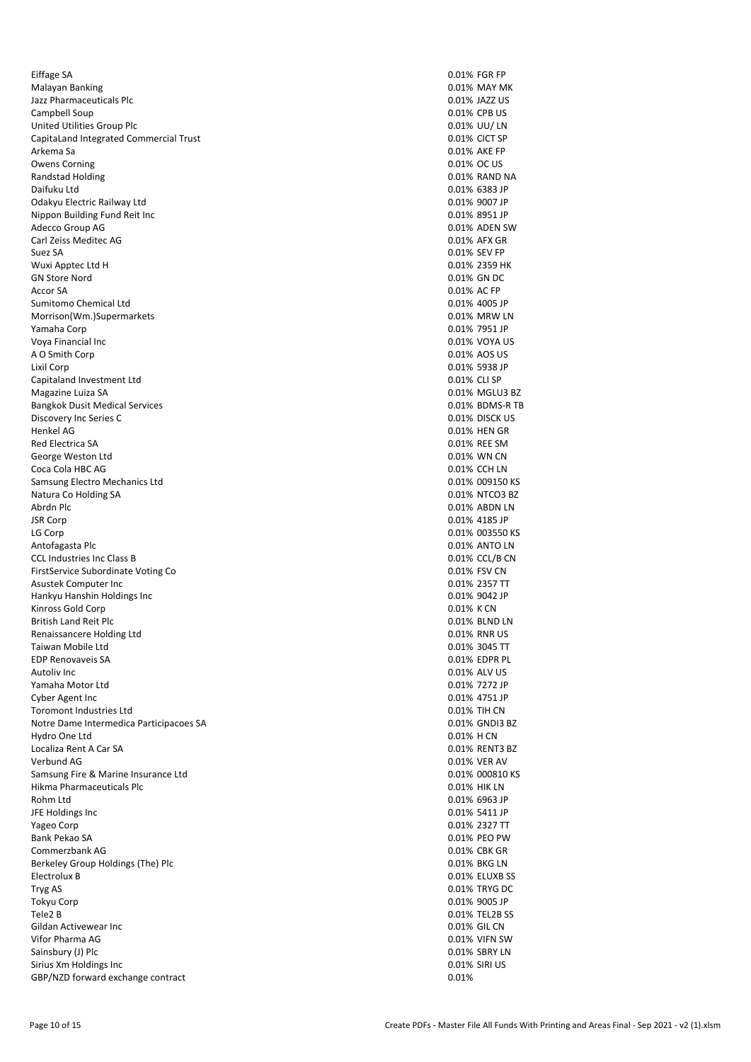| | | |
|---|---|---|
| Eiffage SA | 0.01% | FGR FP |
| Malayan Banking | 0.01% | MAY MK |
| Jazz Pharmaceuticals Plc | 0.01% | JAZZ US |
| Campbell Soup | 0.01% | CPB US |
| United Utilities Group Plc | 0.01% | UU/ LN |
| CapitaLand Integrated Commercial Trust | 0.01% | CICT SP |
| Arkema Sa | 0.01% | AKE FP |
| Owens Corning | 0.01% | OC US |
| Randstad Holding | 0.01% | RAND NA |
| Daifuku Ltd | 0.01% | 6383 JP |
| Odakyu Electric Railway Ltd | 0.01% | 9007 JP |
| Nippon Building Fund Reit Inc | 0.01% | 8951 JP |
| Adecco Group AG | 0.01% | ADEN SW |
| Carl Zeiss Meditec AG | 0.01% | AFX GR |
| Suez SA | 0.01% | SEV FP |
| Wuxi Apptec Ltd H | 0.01% | 2359 HK |
| GN Store Nord | 0.01% | GN DC |
| Accor SA | 0.01% | AC FP |
| Sumitomo Chemical Ltd | 0.01% | 4005 JP |
| Morrison(Wm.)Supermarkets | 0.01% | MRW LN |
| Yamaha Corp | 0.01% | 7951 JP |
| Voya Financial Inc | 0.01% | VOYA US |
| A O Smith Corp | 0.01% | AOS US |
| Lixil Corp | 0.01% | 5938 JP |
| Capitaland Investment Ltd | 0.01% | CLI SP |
| Magazine Luiza SA | 0.01% | MGLU3 BZ |
| Bangkok Dusit Medical Services | 0.01% | BDMS-R TB |
| Discovery Inc Series C | 0.01% | DISCK US |
| Henkel AG | 0.01% | HEN GR |
| Red Electrica SA | 0.01% | REE SM |
| George Weston Ltd | 0.01% | WN CN |
| Coca Cola HBC AG | 0.01% | CCH LN |
| Samsung Electro Mechanics Ltd | 0.01% | 009150 KS |
| Natura Co Holding SA | 0.01% | NTCO3 BZ |
| Abrdn Plc | 0.01% | ABDN LN |
| JSR Corp | 0.01% | 4185 JP |
| LG Corp | 0.01% | 003550 KS |
| Antofagasta Plc | 0.01% | ANTO LN |
| CCL Industries Inc Class B | 0.01% | CCL/B CN |
| FirstService Subordinate Voting Co | 0.01% | FSV CN |
| Asustek Computer Inc | 0.01% | 2357 TT |
| Hankyu Hanshin Holdings Inc | 0.01% | 9042 JP |
| Kinross Gold Corp | 0.01% | K CN |
| British Land Reit Plc | 0.01% | BLND LN |
| Renaissancere Holding Ltd | 0.01% | RNR US |
| Taiwan Mobile Ltd | 0.01% | 3045 TT |
| EDP Renovaveis SA | 0.01% | EDPR PL |
| Autoliv Inc | 0.01% | ALV US |
| Yamaha Motor Ltd | 0.01% | 7272 JP |
| Cyber Agent Inc | 0.01% | 4751 JP |
| Toromont Industries Ltd | 0.01% | TIH CN |
| Notre Dame Intermedica Participacoes SA | 0.01% | GNDI3 BZ |
| Hydro One Ltd | 0.01% | H CN |
| Localiza Rent A Car SA | 0.01% | RENT3 BZ |
| Verbund AG | 0.01% | VER AV |
| Samsung Fire & Marine Insurance Ltd | 0.01% | 000810 KS |
| Hikma Pharmaceuticals Plc | 0.01% | HIK LN |
| Rohm Ltd | 0.01% | 6963 JP |
| JFE Holdings Inc | 0.01% | 5411 JP |
| Yageo Corp | 0.01% | 2327 TT |
| Bank Pekao SA | 0.01% | PEO PW |
| Commerzbank AG | 0.01% | CBK GR |
| Berkeley Group Holdings (The) Plc | 0.01% | BKG LN |
| Electrolux B | 0.01% | ELUXB SS |
| Tryg AS | 0.01% | TRYG DC |
| Tokyu Corp | 0.01% | 9005 JP |
| Tele2 B | 0.01% | TEL2B SS |
| Gildan Activewear Inc | 0.01% | GIL CN |
| Vifor Pharma AG | 0.01% | VIFN SW |
| Sainsbury (J) Plc | 0.01% | SBRY LN |
| Sirius Xm Holdings Inc | 0.01% | SIRI US |
| GBP/NZD forward exchange contract | 0.01% | |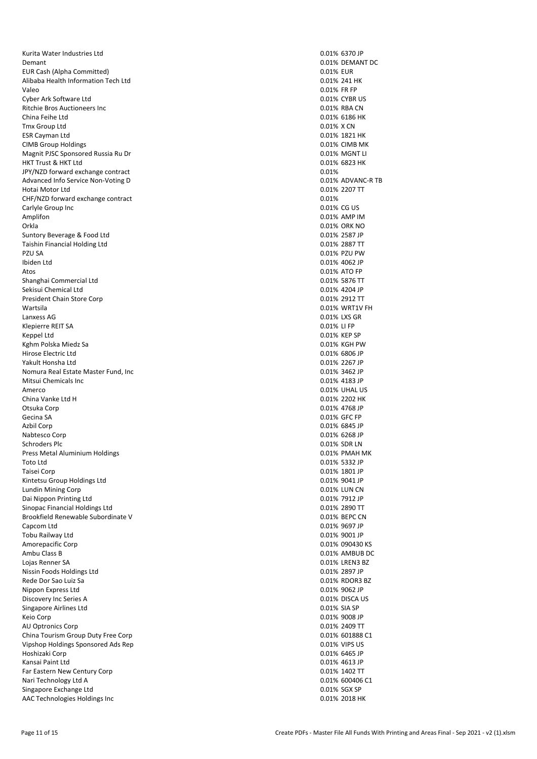| | | |
|---|---|---|
| Kurita Water Industries Ltd | 0.01% | 6370 JP |
| Demant | 0.01% | DEMANT DC |
| EUR Cash (Alpha Committed) | 0.01% | EUR |
| Alibaba Health Information Tech Ltd | 0.01% | 241 HK |
| Valeo | 0.01% | FR FP |
| Cyber Ark Software Ltd | 0.01% | CYBR US |
| Ritchie Bros Auctioneers Inc | 0.01% | RBA CN |
| China Feihe Ltd | 0.01% | 6186 HK |
| Tmx Group Ltd | 0.01% | X CN |
| ESR Cayman Ltd | 0.01% | 1821 HK |
| CIMB Group Holdings | 0.01% | CIMB MK |
| Magnit PJSC Sponsored Russia Ru Dr | 0.01% | MGNT LI |
| HKT Trust & HKT Ltd | 0.01% | 6823 HK |
| JPY/NZD forward exchange contract | 0.01% | |
| Advanced Info Service Non-Voting D | 0.01% | ADVANC-R TB |
| Hotai Motor Ltd | 0.01% | 2207 TT |
| CHF/NZD forward exchange contract | 0.01% | |
| Carlyle Group Inc | 0.01% | CG US |
| Amplifon | 0.01% | AMP IM |
| Orkla | 0.01% | ORK NO |
| Suntory Beverage & Food Ltd | 0.01% | 2587 JP |
| Taishin Financial Holding Ltd | 0.01% | 2887 TT |
| PZU SA | 0.01% | PZU PW |
| Ibiden Ltd | 0.01% | 4062 JP |
| Atos | 0.01% | ATO FP |
| Shanghai Commercial Ltd | 0.01% | 5876 TT |
| Sekisui Chemical Ltd | 0.01% | 4204 JP |
| President Chain Store Corp | 0.01% | 2912 TT |
| Wartsila | 0.01% | WRT1V FH |
| Lanxess AG | 0.01% | LXS GR |
| Klepierre REIT SA | 0.01% | LI FP |
| Keppel Ltd | 0.01% | KEP SP |
| Kghm Polska Miedz Sa | 0.01% | KGH PW |
| Hirose Electric Ltd | 0.01% | 6806 JP |
| Yakult Honsha Ltd | 0.01% | 2267 JP |
| Nomura Real Estate Master Fund, Inc | 0.01% | 3462 JP |
| Mitsui Chemicals Inc | 0.01% | 4183 JP |
| Amerco | 0.01% | UHAL US |
| China Vanke Ltd H | 0.01% | 2202 HK |
| Otsuka Corp | 0.01% | 4768 JP |
| Gecina SA | 0.01% | GFC FP |
| Azbil Corp | 0.01% | 6845 JP |
| Nabtesco Corp | 0.01% | 6268 JP |
| Schroders Plc | 0.01% | SDR LN |
| Press Metal Aluminium Holdings | 0.01% | PMAH MK |
| Toto Ltd | 0.01% | 5332 JP |
| Taisei Corp | 0.01% | 1801 JP |
| Kintetsu Group Holdings Ltd | 0.01% | 9041 JP |
| Lundin Mining Corp | 0.01% | LUN CN |
| Dai Nippon Printing Ltd | 0.01% | 7912 JP |
| Sinopac Financial Holdings Ltd | 0.01% | 2890 TT |
| Brookfield Renewable Subordinate V | 0.01% | BEPC CN |
| Capcom Ltd | 0.01% | 9697 JP |
| Tobu Railway Ltd | 0.01% | 9001 JP |
| Amorepacific Corp | 0.01% | 090430 KS |
| Ambu Class B | 0.01% | AMBUB DC |
| Lojas Renner SA | 0.01% | LREN3 BZ |
| Nissin Foods Holdings Ltd | 0.01% | 2897 JP |
| Rede Dor Sao Luiz Sa | 0.01% | RDOR3 BZ |
| Nippon Express Ltd | 0.01% | 9062 JP |
| Discovery Inc Series A | 0.01% | DISCA US |
| Singapore Airlines Ltd | 0.01% | SIA SP |
| Keio Corp | 0.01% | 9008 JP |
| AU Optronics Corp | 0.01% | 2409 TT |
| China Tourism Group Duty Free Corp | 0.01% | 601888 C1 |
| Vipshop Holdings Sponsored Ads Rep | 0.01% | VIPS US |
| Hoshizaki Corp | 0.01% | 6465 JP |
| Kansai Paint Ltd | 0.01% | 4613 JP |
| Far Eastern New Century Corp | 0.01% | 1402 TT |
| Nari Technology Ltd A | 0.01% | 600406 C1 |
| Singapore Exchange Ltd | 0.01% | SGX SP |
| AAC Technologies Holdings Inc | 0.01% | 2018 HK |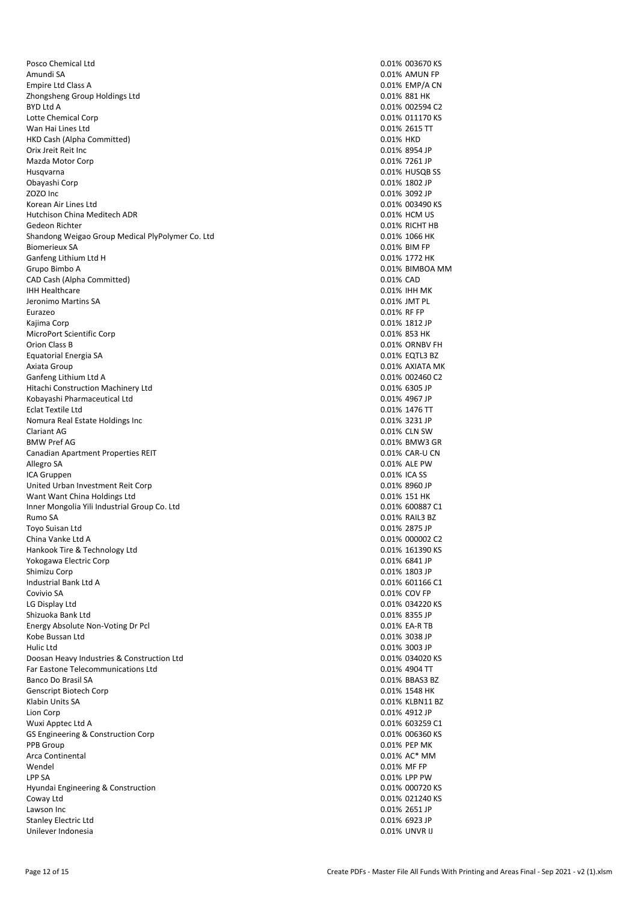| | | |
|---|---|---|
| Posco Chemical Ltd | 0.01% | 003670 KS |
| Amundi SA | 0.01% | AMUN FP |
| Empire Ltd Class A | 0.01% | EMP/A CN |
| Zhongsheng Group Holdings Ltd | 0.01% | 881 HK |
| BYD Ltd A | 0.01% | 002594 C2 |
| Lotte Chemical Corp | 0.01% | 011170 KS |
| Wan Hai Lines Ltd | 0.01% | 2615 TT |
| HKD Cash (Alpha Committed) | 0.01% | HKD |
| Orix Jreit Reit Inc | 0.01% | 8954 JP |
| Mazda Motor Corp | 0.01% | 7261 JP |
| Husqvarna | 0.01% | HUSQB SS |
| Obayashi Corp | 0.01% | 1802 JP |
| ZOZO Inc | 0.01% | 3092 JP |
| Korean Air Lines Ltd | 0.01% | 003490 KS |
| Hutchison China Meditech ADR | 0.01% | HCM US |
| Gedeon Richter | 0.01% | RICHT HB |
| Shandong Weigao Group Medical PlyPolymer Co. Ltd | 0.01% | 1066 HK |
| Biomerieux SA | 0.01% | BIM FP |
| Ganfeng Lithium Ltd H | 0.01% | 1772 HK |
| Grupo Bimbo A | 0.01% | BIMBOA MM |
| CAD Cash (Alpha Committed) | 0.01% | CAD |
| IHH Healthcare | 0.01% | IHH MK |
| Jeronimo Martins SA | 0.01% | JMT PL |
| Eurazeo | 0.01% | RF FP |
| Kajima Corp | 0.01% | 1812 JP |
| MicroPort Scientific Corp | 0.01% | 853 HK |
| Orion Class B | 0.01% | ORNBV FH |
| Equatorial Energia SA | 0.01% | EQTL3 BZ |
| Axiata Group | 0.01% | AXIATA MK |
| Ganfeng Lithium Ltd A | 0.01% | 002460 C2 |
| Hitachi Construction Machinery Ltd | 0.01% | 6305 JP |
| Kobayashi Pharmaceutical Ltd | 0.01% | 4967 JP |
| Eclat Textile Ltd | 0.01% | 1476 TT |
| Nomura Real Estate Holdings Inc | 0.01% | 3231 JP |
| Clariant AG | 0.01% | CLN SW |
| BMW Pref AG | 0.01% | BMW3 GR |
| Canadian Apartment Properties REIT | 0.01% | CAR-U CN |
| Allegro SA | 0.01% | ALE PW |
| ICA Gruppen | 0.01% | ICA SS |
| United Urban Investment Reit Corp | 0.01% | 8960 JP |
| Want Want China Holdings Ltd | 0.01% | 151 HK |
| Inner Mongolia Yili Industrial Group Co. Ltd | 0.01% | 600887 C1 |
| Rumo SA | 0.01% | RAIL3 BZ |
| Toyo Suisan Ltd | 0.01% | 2875 JP |
| China Vanke Ltd A | 0.01% | 000002 C2 |
| Hankook Tire & Technology Ltd | 0.01% | 161390 KS |
| Yokogawa Electric Corp | 0.01% | 6841 JP |
| Shimizu Corp | 0.01% | 1803 JP |
| Industrial Bank Ltd A | 0.01% | 601166 C1 |
| Covivio SA | 0.01% | COV FP |
| LG Display Ltd | 0.01% | 034220 KS |
| Shizuoka Bank Ltd | 0.01% | 8355 JP |
| Energy Absolute Non-Voting Dr Pcl | 0.01% | EA-R TB |
| Kobe Bussan Ltd | 0.01% | 3038 JP |
| Hulic Ltd | 0.01% | 3003 JP |
| Doosan Heavy Industries & Construction Ltd | 0.01% | 034020 KS |
| Far Eastone Telecommunications Ltd | 0.01% | 4904 TT |
| Banco Do Brasil SA | 0.01% | BBAS3 BZ |
| Genscript Biotech Corp | 0.01% | 1548 HK |
| Klabin Units SA | 0.01% | KLBN11 BZ |
| Lion Corp | 0.01% | 4912 JP |
| Wuxi Apptec Ltd A | 0.01% | 603259 C1 |
| GS Engineering & Construction Corp | 0.01% | 006360 KS |
| PPB Group | 0.01% | PEP MK |
| Arca Continental | 0.01% | AC* MM |
| Wendel | 0.01% | MF FP |
| LPP SA | 0.01% | LPP PW |
| Hyundai Engineering & Construction | 0.01% | 000720 KS |
| Coway Ltd | 0.01% | 021240 KS |
| Lawson Inc | 0.01% | 2651 JP |
| Stanley Electric Ltd | 0.01% | 6923 JP |
| Unilever Indonesia | 0.01% | UNVR IJ |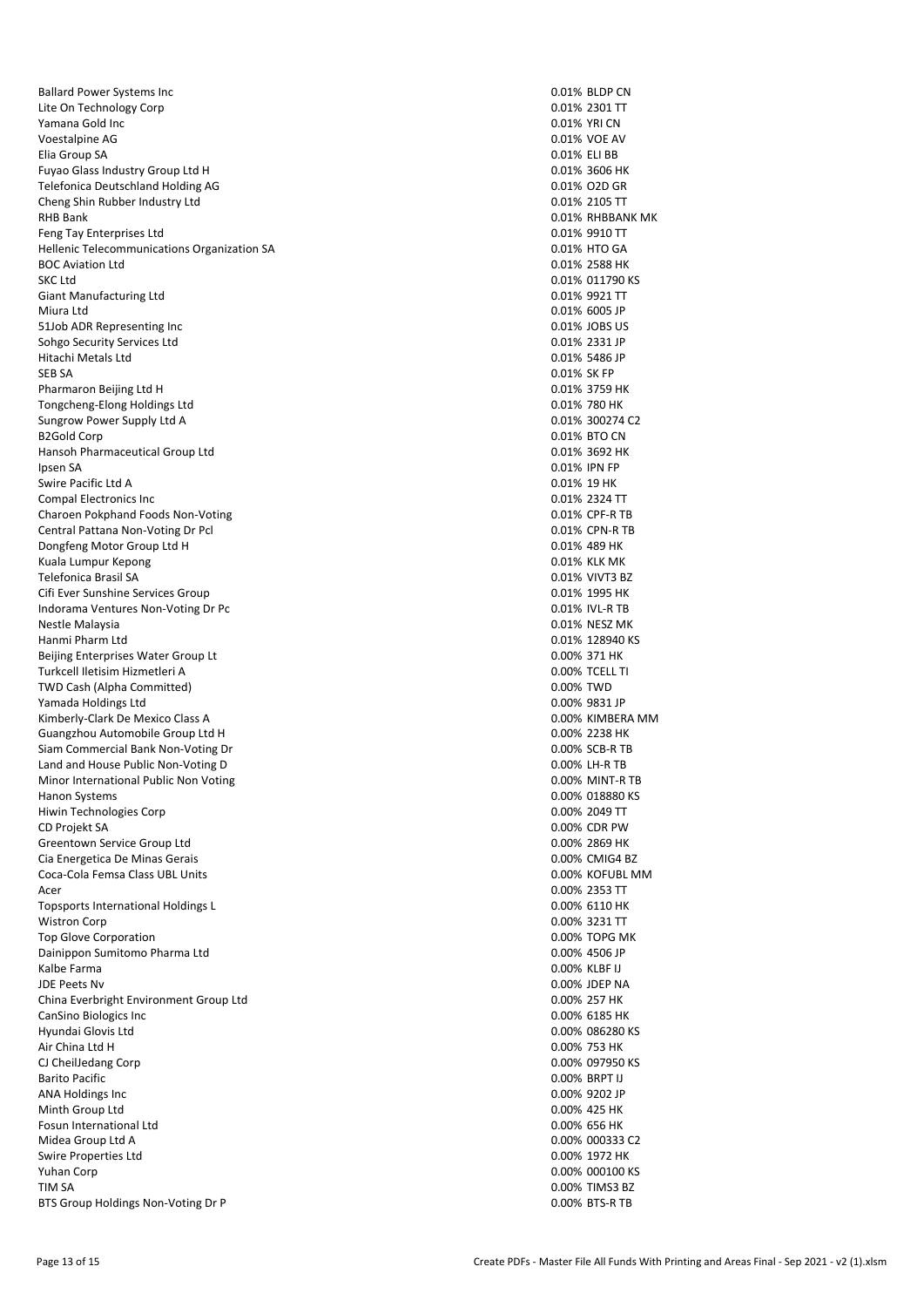| | | |
|---|---|---|
| Ballard Power Systems Inc | 0.01% | BLDP CN |
| Lite On Technology Corp | 0.01% | 2301 TT |
| Yamana Gold Inc | 0.01% | YRI CN |
| Voestalpine AG | 0.01% | VOE AV |
| Elia Group SA | 0.01% | ELI BB |
| Fuyao Glass Industry Group Ltd H | 0.01% | 3606 HK |
| Telefonica Deutschland Holding AG | 0.01% | O2D GR |
| Cheng Shin Rubber Industry Ltd | 0.01% | 2105 TT |
| RHB Bank | 0.01% | RHBBANK MK |
| Feng Tay Enterprises Ltd | 0.01% | 9910 TT |
| Hellenic Telecommunications Organization SA | 0.01% | HTO GA |
| BOC Aviation Ltd | 0.01% | 2588 HK |
| SKC Ltd | 0.01% | 011790 KS |
| Giant Manufacturing Ltd | 0.01% | 9921 TT |
| Miura Ltd | 0.01% | 6005 JP |
| 51Job ADR Representing Inc | 0.01% | JOBS US |
| Sohgo Security Services Ltd | 0.01% | 2331 JP |
| Hitachi Metals Ltd | 0.01% | 5486 JP |
| SEB SA | 0.01% | SK FP |
| Pharmaron Beijing Ltd H | 0.01% | 3759 HK |
| Tongcheng-Elong Holdings Ltd | 0.01% | 780 HK |
| Sungrow Power Supply Ltd A | 0.01% | 300274 C2 |
| B2Gold Corp | 0.01% | BTO CN |
| Hansoh Pharmaceutical Group Ltd | 0.01% | 3692 HK |
| Ipsen SA | 0.01% | IPN FP |
| Swire Pacific Ltd A | 0.01% | 19 HK |
| Compal Electronics Inc | 0.01% | 2324 TT |
| Charoen Pokphand Foods Non-Voting | 0.01% | CPF-R TB |
| Central Pattana Non-Voting Dr Pcl | 0.01% | CPN-R TB |
| Dongfeng Motor Group Ltd H | 0.01% | 489 HK |
| Kuala Lumpur Kepong | 0.01% | KLK MK |
| Telefonica Brasil SA | 0.01% | VIVT3 BZ |
| Cifi Ever Sunshine Services Group | 0.01% | 1995 HK |
| Indorama Ventures Non-Voting Dr Pc | 0.01% | IVL-R TB |
| Nestle Malaysia | 0.01% | NESZ MK |
| Hanmi Pharm Ltd | 0.01% | 128940 KS |
| Beijing Enterprises Water Group Lt | 0.00% | 371 HK |
| Turkcell Iletisim Hizmetleri A | 0.00% | TCELL TI |
| TWD Cash (Alpha Committed) | 0.00% | TWD |
| Yamada Holdings Ltd | 0.00% | 9831 JP |
| Kimberly-Clark De Mexico Class A | 0.00% | KIMBERA MM |
| Guangzhou Automobile Group Ltd H | 0.00% | 2238 HK |
| Siam Commercial Bank Non-Voting Dr | 0.00% | SCB-R TB |
| Land and House Public Non-Voting D | 0.00% | LH-R TB |
| Minor International Public Non Voting | 0.00% | MINT-R TB |
| Hanon Systems | 0.00% | 018880 KS |
| Hiwin Technologies Corp | 0.00% | 2049 TT |
| CD Projekt SA | 0.00% | CDR PW |
| Greentown Service Group Ltd | 0.00% | 2869 HK |
| Cia Energetica De Minas Gerais | 0.00% | CMIG4 BZ |
| Coca-Cola Femsa Class UBL Units | 0.00% | KOFUBL MM |
| Acer | 0.00% | 2353 TT |
| Topsports International Holdings L | 0.00% | 6110 HK |
| Wistron Corp | 0.00% | 3231 TT |
| Top Glove Corporation | 0.00% | TOPG MK |
| Dainippon Sumitomo Pharma Ltd | 0.00% | 4506 JP |
| Kalbe Farma | 0.00% | KLBF IJ |
| JDE Peets Nv | 0.00% | JDEP NA |
| China Everbright Environment Group Ltd | 0.00% | 257 HK |
| CanSino Biologics Inc | 0.00% | 6185 HK |
| Hyundai Glovis Ltd | 0.00% | 086280 KS |
| Air China Ltd H | 0.00% | 753 HK |
| CJ CheilJedang Corp | 0.00% | 097950 KS |
| Barito Pacific | 0.00% | BRPT IJ |
| ANA Holdings Inc | 0.00% | 9202 JP |
| Minth Group Ltd | 0.00% | 425 HK |
| Fosun International Ltd | 0.00% | 656 HK |
| Midea Group Ltd A | 0.00% | 000333 C2 |
| Swire Properties Ltd | 0.00% | 1972 HK |
| Yuhan Corp | 0.00% | 000100 KS |
| TIM SA | 0.00% | TIMS3 BZ |
| BTS Group Holdings Non-Voting Dr P | 0.00% | BTS-R TB |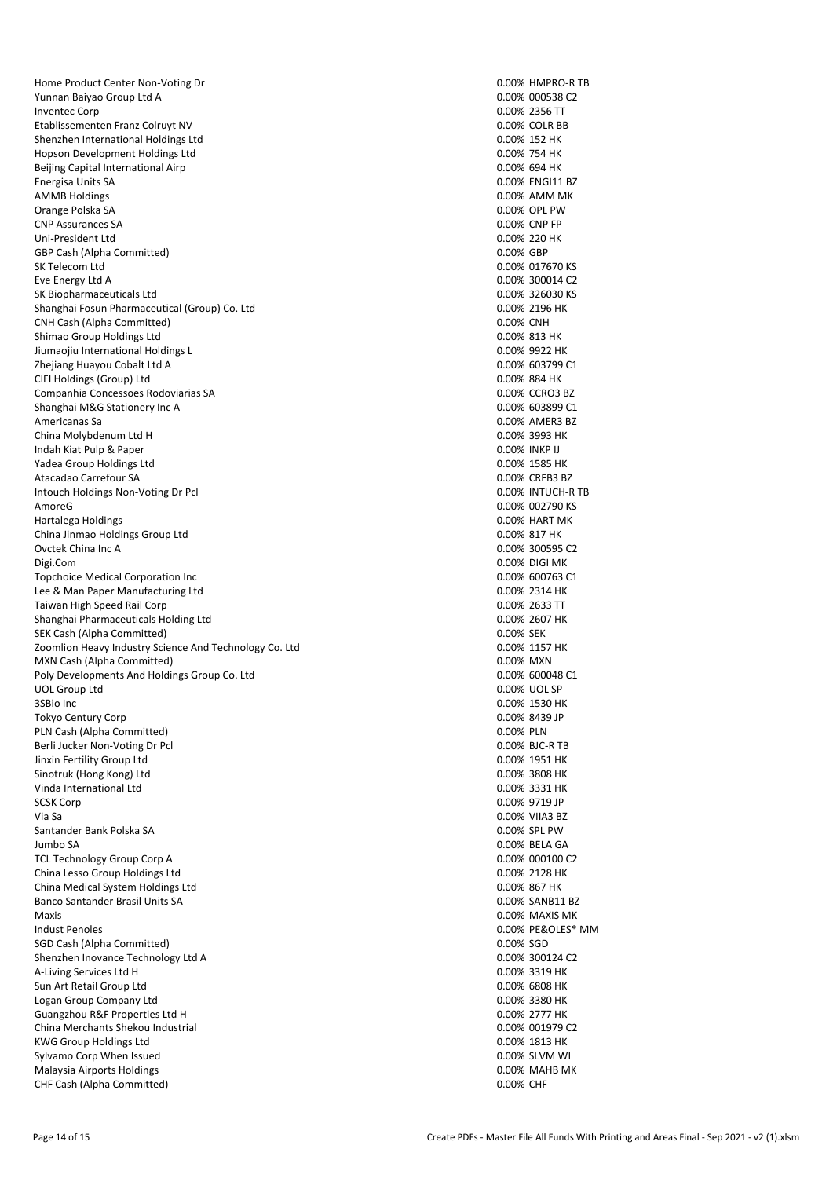| | | |
|---|---|---|
| Home Product Center Non-Voting Dr | 0.00% | HMPRO-R TB |
| Yunnan Baiyao Group Ltd A | 0.00% | 000538 C2 |
| Inventec Corp | 0.00% | 2356 TT |
| Etablissementen Franz Colruyt NV | 0.00% | COLR BB |
| Shenzhen International Holdings Ltd | 0.00% | 152 HK |
| Hopson Development Holdings Ltd | 0.00% | 754 HK |
| Beijing Capital International Airp | 0.00% | 694 HK |
| Energisa Units SA | 0.00% | ENGI11 BZ |
| AMMB Holdings | 0.00% | AMM MK |
| Orange Polska SA | 0.00% | OPL PW |
| CNP Assurances SA | 0.00% | CNP FP |
| Uni-President Ltd | 0.00% | 220 HK |
| GBP Cash (Alpha Committed) | 0.00% | GBP |
| SK Telecom Ltd | 0.00% | 017670 KS |
| Eve Energy Ltd A | 0.00% | 300014 C2 |
| SK Biopharmaceuticals Ltd | 0.00% | 326030 KS |
| Shanghai Fosun Pharmaceutical (Group) Co. Ltd | 0.00% | 2196 HK |
| CNH Cash (Alpha Committed) | 0.00% | CNH |
| Shimao Group Holdings Ltd | 0.00% | 813 HK |
| Jiumaojiu International Holdings L | 0.00% | 9922 HK |
| Zhejiang Huayou Cobalt Ltd A | 0.00% | 603799 C1 |
| CIFI Holdings (Group) Ltd | 0.00% | 884 HK |
| Companhia Concessoes Rodoviarias SA | 0.00% | CCRO3 BZ |
| Shanghai M&G Stationery Inc A | 0.00% | 603899 C1 |
| Americanas Sa | 0.00% | AMER3 BZ |
| China Molybdenum Ltd H | 0.00% | 3993 HK |
| Indah Kiat Pulp & Paper | 0.00% | INKP IJ |
| Yadea Group Holdings Ltd | 0.00% | 1585 HK |
| Atacadao Carrefour SA | 0.00% | CRFB3 BZ |
| Intouch Holdings Non-Voting Dr Pcl | 0.00% | INTUCH-R TB |
| AmoreG | 0.00% | 002790 KS |
| Hartalega Holdings | 0.00% | HART MK |
| China Jinmao Holdings Group Ltd | 0.00% | 817 HK |
| Ovctek China Inc A | 0.00% | 300595 C2 |
| Digi.Com | 0.00% | DIGI MK |
| Topchoice Medical Corporation Inc | 0.00% | 600763 C1 |
| Lee & Man Paper Manufacturing Ltd | 0.00% | 2314 HK |
| Taiwan High Speed Rail Corp | 0.00% | 2633 TT |
| Shanghai Pharmaceuticals Holding Ltd | 0.00% | 2607 HK |
| SEK Cash (Alpha Committed) | 0.00% | SEK |
| Zoomlion Heavy Industry Science And Technology Co. Ltd | 0.00% | 1157 HK |
| MXN Cash (Alpha Committed) | 0.00% | MXN |
| Poly Developments And Holdings Group Co. Ltd | 0.00% | 600048 C1 |
| UOL Group Ltd | 0.00% | UOL SP |
| 3SBio Inc | 0.00% | 1530 HK |
| Tokyo Century Corp | 0.00% | 8439 JP |
| PLN Cash (Alpha Committed) | 0.00% | PLN |
| Berli Jucker Non-Voting Dr Pcl | 0.00% | BJC-R TB |
| Jinxin Fertility Group Ltd | 0.00% | 1951 HK |
| Sinotruk (Hong Kong) Ltd | 0.00% | 3808 HK |
| Vinda International Ltd | 0.00% | 3331 HK |
| SCSK Corp | 0.00% | 9719 JP |
| Via Sa | 0.00% | VIIA3 BZ |
| Santander Bank Polska SA | 0.00% | SPL PW |
| Jumbo SA | 0.00% | BELA GA |
| TCL Technology Group Corp A | 0.00% | 000100 C2 |
| China Lesso Group Holdings Ltd | 0.00% | 2128 HK |
| China Medical System Holdings Ltd | 0.00% | 867 HK |
| Banco Santander Brasil Units SA | 0.00% | SANB11 BZ |
| Maxis | 0.00% | MAXIS MK |
| Indust Penoles | 0.00% | PE&OLES* MM |
| SGD Cash (Alpha Committed) | 0.00% | SGD |
| Shenzhen Inovance Technology Ltd A | 0.00% | 300124 C2 |
| A-Living Services Ltd H | 0.00% | 3319 HK |
| Sun Art Retail Group Ltd | 0.00% | 6808 HK |
| Logan Group Company Ltd | 0.00% | 3380 HK |
| Guangzhou R&F Properties Ltd H | 0.00% | 2777 HK |
| China Merchants Shekou Industrial | 0.00% | 001979 C2 |
| KWG Group Holdings Ltd | 0.00% | 1813 HK |
| Sylvamo Corp When Issued | 0.00% | SLVM WI |
| Malaysia Airports Holdings | 0.00% | MAHB MK |
| CHF Cash (Alpha Committed) | 0.00% | CHF |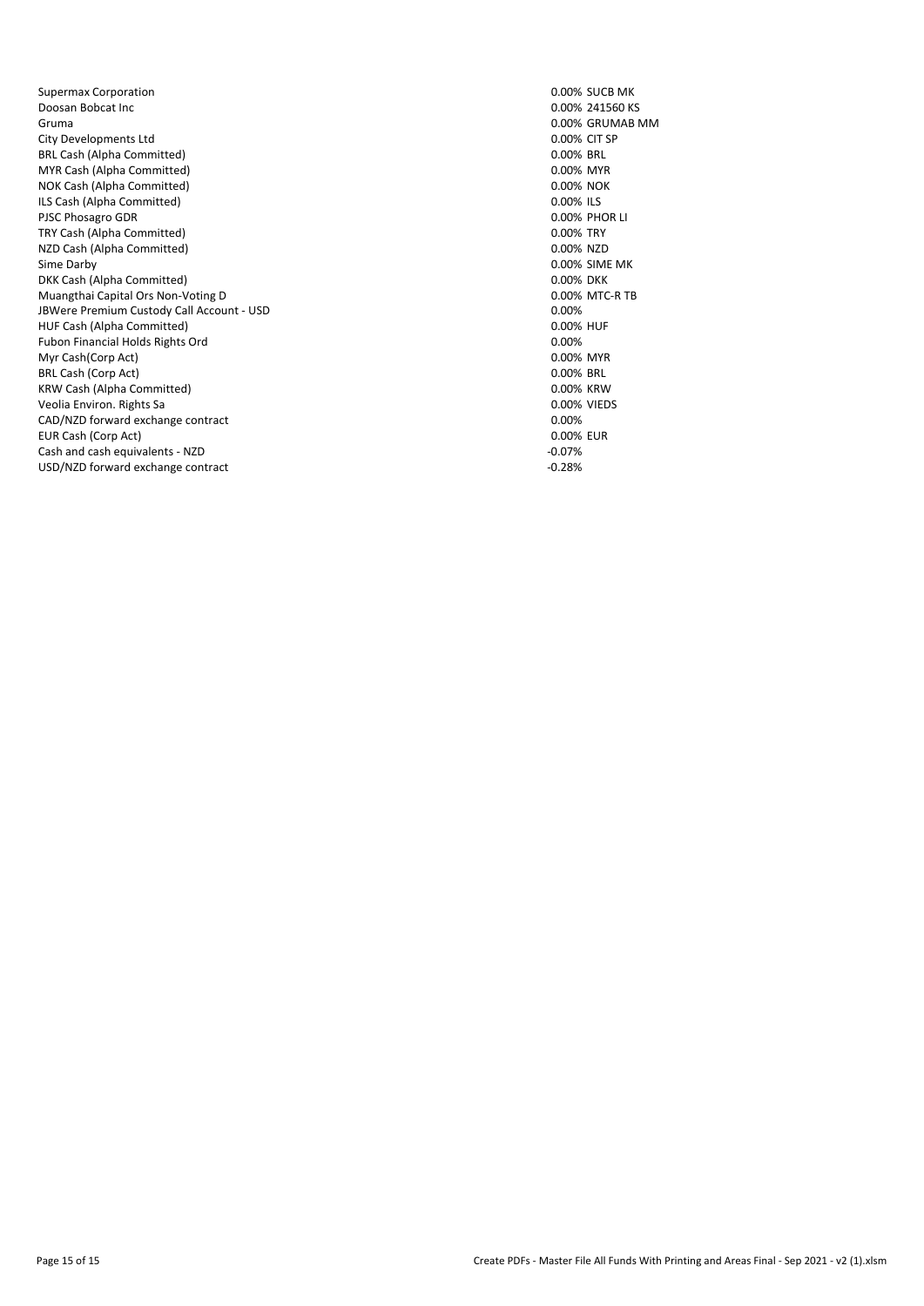| | | |
|---|---|---|
| Supermax Corporation | 0.00% | SUCB MK |
| Doosan Bobcat Inc | 0.00% | 241560 KS |
| Gruma | 0.00% | GRUMAB MM |
| City Developments Ltd | 0.00% | CIT SP |
| BRL Cash (Alpha Committed) | 0.00% | BRL |
| MYR Cash (Alpha Committed) | 0.00% | MYR |
| NOK Cash (Alpha Committed) | 0.00% | NOK |
| ILS Cash (Alpha Committed) | 0.00% | ILS |
| PJSC Phosagro GDR | 0.00% | PHOR LI |
| TRY Cash (Alpha Committed) | 0.00% | TRY |
| NZD Cash (Alpha Committed) | 0.00% | NZD |
| Sime Darby | 0.00% | SIME MK |
| DKK Cash (Alpha Committed) | 0.00% | DKK |
| Muangthai Capital Ors Non-Voting D | 0.00% | MTC-R TB |
| JBWere Premium Custody Call Account - USD | 0.00% | |
| HUF Cash (Alpha Committed) | 0.00% | HUF |
| Fubon Financial Holds Rights Ord | 0.00% | |
| Myr Cash(Corp Act) | 0.00% | MYR |
| BRL Cash (Corp Act) | 0.00% | BRL |
| KRW Cash (Alpha Committed) | 0.00% | KRW |
| Veolia Environ. Rights Sa | 0.00% | VIEDS |
| CAD/NZD forward exchange contract | 0.00% | |
| EUR Cash (Corp Act) | 0.00% | EUR |
| Cash and cash equivalents - NZD | -0.07% | |
| USD/NZD forward exchange contract | -0.28% | |